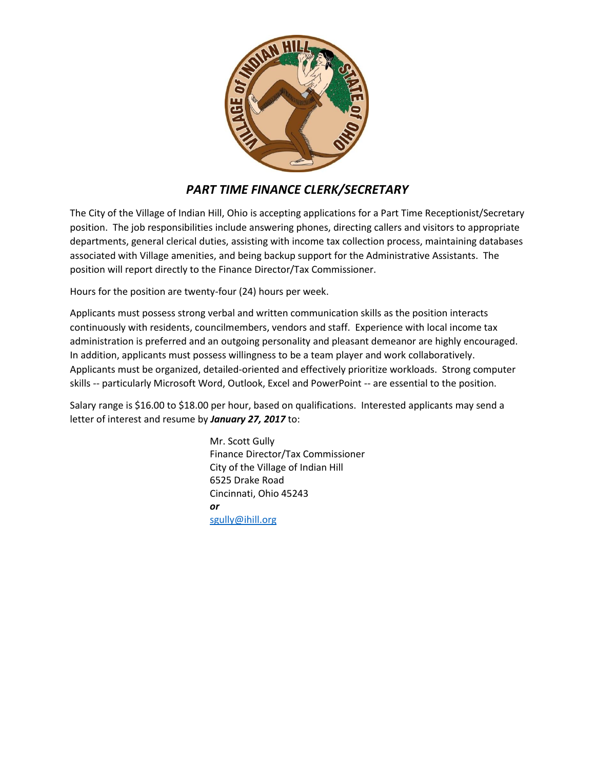# *PART TIME FINANCE CLERK/SECRETARY*

The City of the Village of Indian Hill, Ohio is accepting applications for a Part Time Receptionist/Secretary position. The job responsibilities include answering phones, directing callers and visitors to appropriate departments, general clerical duties, assisting with income tax collection process, maintaining databases associated with Village amenities, and being backup support for the Administrative Assistants. The position will report directly to the Finance Director/Tax Commissioner.

Hours for the position are twenty-four (24) hours per week.

Applicants must possess strong verbal and written communication skills as the position interacts continuously with residents, councilmembers, vendors and staff. Experience with local income tax administration is preferred and an outgoing personality and pleasant demeanor are highly encouraged. In addition, applicants must possess willingness to be a team player and work collaboratively. Applicants must be organized, detailed-oriented and effectively prioritize workloads. Strong computer skills -- particularly Microsoft Word, Outlook, Excel and PowerPoint -- are essential to the position.

Salary range is $16.00 to $18.00 per hour, based on qualifications. Interested applicants may send a letter of interest and resume by ***January 27, 2017*** to:

Mr. Scott Gully
Finance Director/Tax Commissioner
City of the Village of Indian Hill
6525 Drake Road
Cincinnati, Ohio 45243
***or***
sgully@ihill.org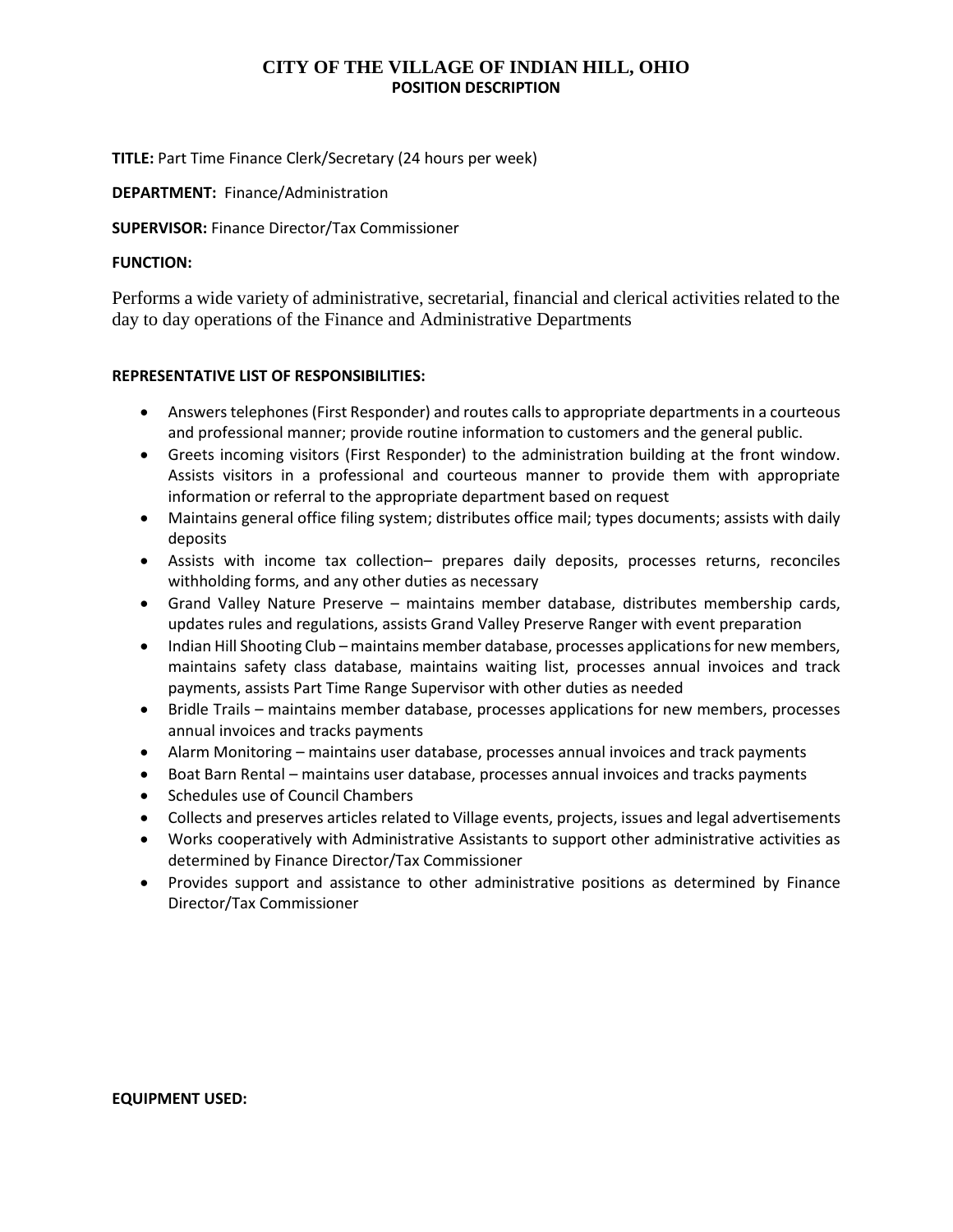## CITY OF THE VILLAGE OF INDIAN HILL, OHIO
### POSITION DESCRIPTION

**TITLE:** Part Time Finance Clerk/Secretary (24 hours per week)

**DEPARTMENT:** Finance/Administration

**SUPERVISOR:** Finance Director/Tax Commissioner

**FUNCTION:**

Performs a wide variety of administrative, secretarial, financial and clerical activities related to the day to day operations of the Finance and Administrative Departments

**REPRESENTATIVE LIST OF RESPONSIBILITIES:**

- Answers telephones (First Responder) and routes calls to appropriate departments in a courteous and professional manner; provide routine information to customers and the general public.
- Greets incoming visitors (First Responder) to the administration building at the front window. Assists visitors in a professional and courteous manner to provide them with appropriate information or referral to the appropriate department based on request
- Maintains general office filing system; distributes office mail; types documents; assists with daily deposits
- Assists with income tax collection– prepares daily deposits, processes returns, reconciles withholding forms, and any other duties as necessary
- Grand Valley Nature Preserve – maintains member database, distributes membership cards, updates rules and regulations, assists Grand Valley Preserve Ranger with event preparation
- Indian Hill Shooting Club – maintains member database, processes applications for new members, maintains safety class database, maintains waiting list, processes annual invoices and track payments, assists Part Time Range Supervisor with other duties as needed
- Bridle Trails – maintains member database, processes applications for new members, processes annual invoices and tracks payments
- Alarm Monitoring – maintains user database, processes annual invoices and track payments
- Boat Barn Rental – maintains user database, processes annual invoices and tracks payments
- Schedules use of Council Chambers
- Collects and preserves articles related to Village events, projects, issues and legal advertisements
- Works cooperatively with Administrative Assistants to support other administrative activities as determined by Finance Director/Tax Commissioner
- Provides support and assistance to other administrative positions as determined by Finance Director/Tax Commissioner

**EQUIPMENT USED:**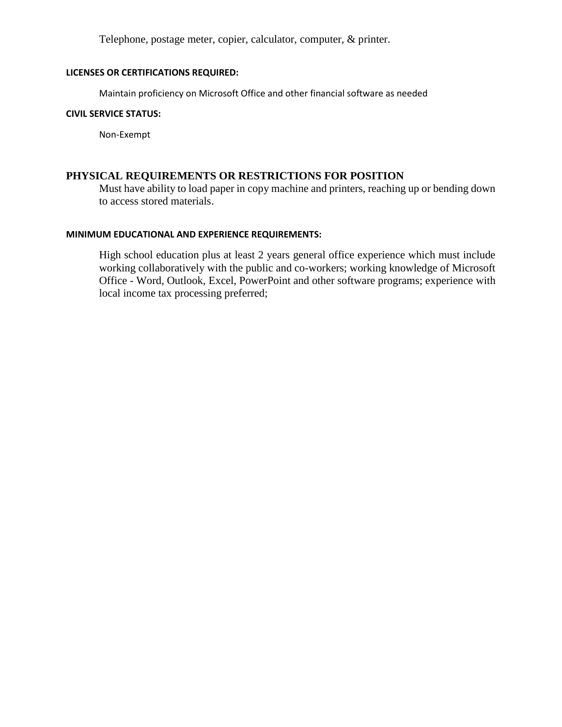Telephone, postage meter, copier, calculator, computer, & printer.

**LICENSES OR CERTIFICATIONS REQUIRED:**

Maintain proficiency on Microsoft Office and other financial software as needed

**CIVIL SERVICE STATUS:**

Non-Exempt

## PHYSICAL REQUIREMENTS OR RESTRICTIONS FOR POSITION

Must have ability to load paper in copy machine and printers, reaching up or bending down to access stored materials.

**MINIMUM EDUCATIONAL AND EXPERIENCE REQUIREMENTS:**

High school education plus at least 2 years general office experience which must include working collaboratively with the public and co-workers; working knowledge of Microsoft Office - Word, Outlook, Excel, PowerPoint and other software programs; experience with local income tax processing preferred;